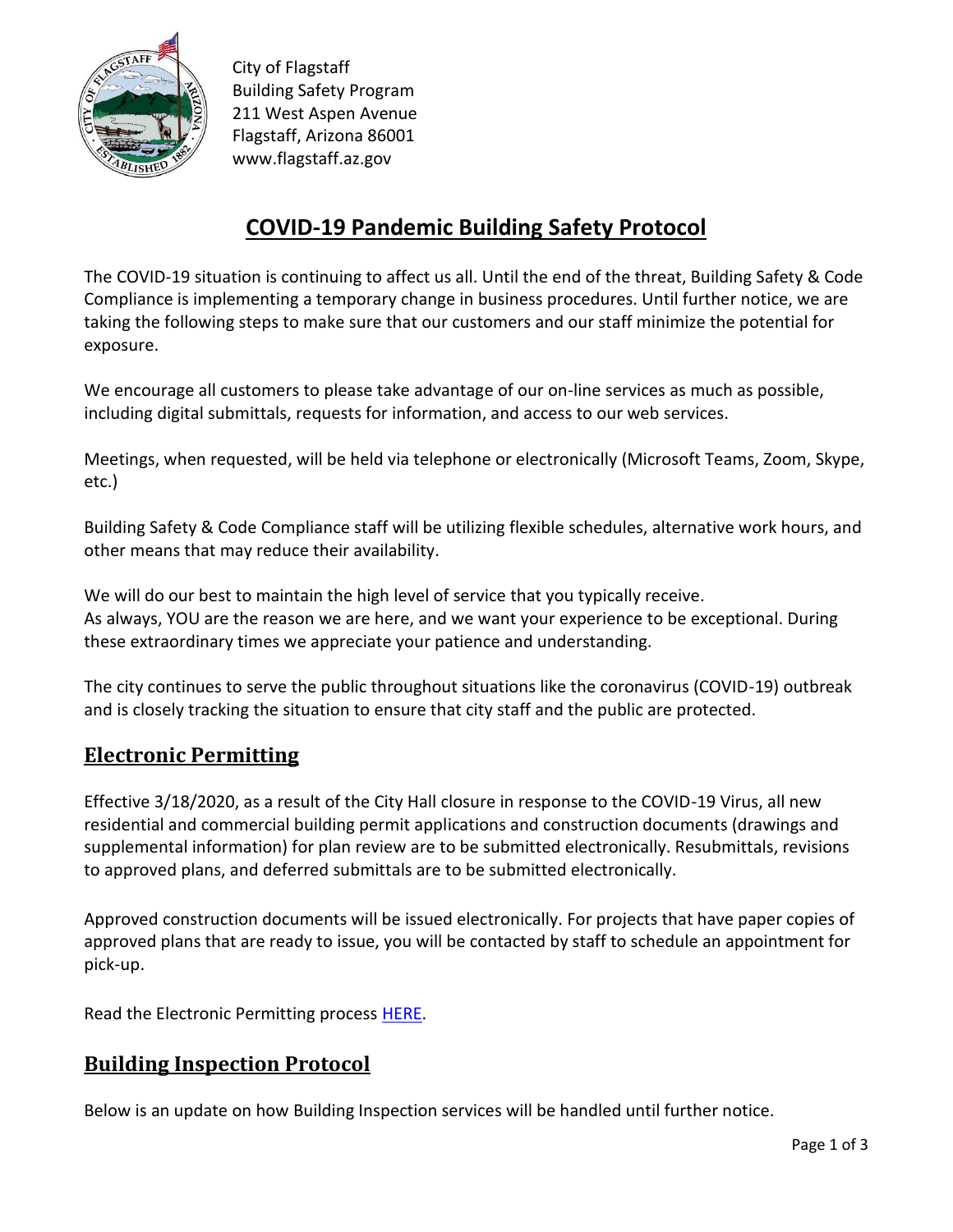City of Flagstaff
Building Safety Program
211 West Aspen Avenue
Flagstaff, Arizona 86001
www.flagstaff.az.gov

# COVID-19 Pandemic Building Safety Protocol

The COVID-19 situation is continuing to affect us all. Until the end of the threat, Building Safety & Code Compliance is implementing a temporary change in business procedures. Until further notice, we are taking the following steps to make sure that our customers and our staff minimize the potential for exposure.

We encourage all customers to please take advantage of our on-line services as much as possible, including digital submittals, requests for information, and access to our web services.

Meetings, when requested, will be held via telephone or electronically (Microsoft Teams, Zoom, Skype, etc.)

Building Safety & Code Compliance staff will be utilizing flexible schedules, alternative work hours, and other means that may reduce their availability.

We will do our best to maintain the high level of service that you typically receive.
As always, YOU are the reason we are here, and we want your experience to be exceptional. During these extraordinary times we appreciate your patience and understanding.

The city continues to serve the public throughout situations like the coronavirus (COVID-19) outbreak and is closely tracking the situation to ensure that city staff and the public are protected.

## Electronic Permitting

Effective 3/18/2020, as a result of the City Hall closure in response to the COVID-19 Virus, all new residential and commercial building permit applications and construction documents (drawings and supplemental information) for plan review are to be submitted electronically. Resubmittals, revisions to approved plans, and deferred submittals are to be submitted electronically.

Approved construction documents will be issued electronically. For projects that have paper copies of approved plans that are ready to issue, you will be contacted by staff to schedule an appointment for pick-up.

Read the Electronic Permitting process HERE.

## Building Inspection Protocol

Below is an update on how Building Inspection services will be handled until further notice.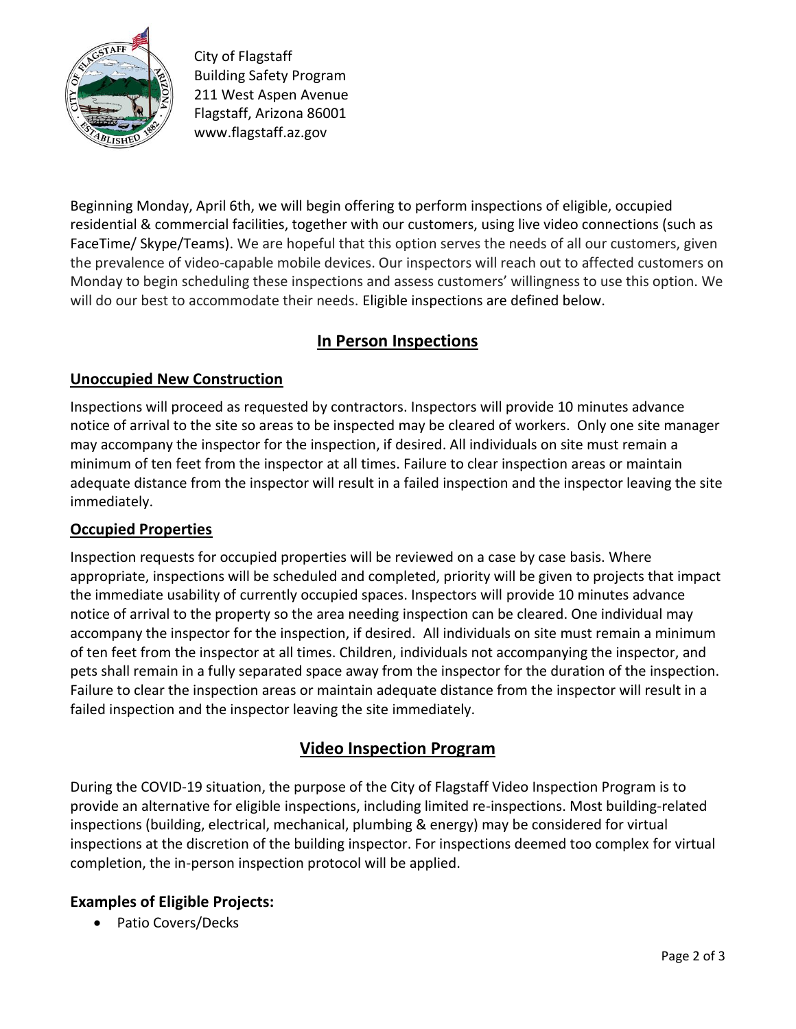City of Flagstaff
Building Safety Program
211 West Aspen Avenue
Flagstaff, Arizona 86001
www.flagstaff.az.gov

Beginning Monday, April 6th, we will begin offering to perform inspections of eligible, occupied residential & commercial facilities, together with our customers, using live video connections (such as FaceTime/ Skype/Teams). We are hopeful that this option serves the needs of all our customers, given the prevalence of video-capable mobile devices. Our inspectors will reach out to affected customers on Monday to begin scheduling these inspections and assess customers' willingness to use this option. We will do our best to accommodate their needs. Eligible inspections are defined below.

## In Person Inspections

### Unoccupied New Construction

Inspections will proceed as requested by contractors. Inspectors will provide 10 minutes advance notice of arrival to the site so areas to be inspected may be cleared of workers. Only one site manager may accompany the inspector for the inspection, if desired. All individuals on site must remain a minimum of ten feet from the inspector at all times. Failure to clear inspection areas or maintain adequate distance from the inspector will result in a failed inspection and the inspector leaving the site immediately.

### Occupied Properties

Inspection requests for occupied properties will be reviewed on a case by case basis. Where appropriate, inspections will be scheduled and completed, priority will be given to projects that impact the immediate usability of currently occupied spaces. Inspectors will provide 10 minutes advance notice of arrival to the property so the area needing inspection can be cleared. One individual may accompany the inspector for the inspection, if desired. All individuals on site must remain a minimum of ten feet from the inspector at all times. Children, individuals not accompanying the inspector, and pets shall remain in a fully separated space away from the inspector for the duration of the inspection. Failure to clear the inspection areas or maintain adequate distance from the inspector will result in a failed inspection and the inspector leaving the site immediately.

## Video Inspection Program

During the COVID-19 situation, the purpose of the City of Flagstaff Video Inspection Program is to provide an alternative for eligible inspections, including limited re-inspections. Most building-related inspections (building, electrical, mechanical, plumbing & energy) may be considered for virtual inspections at the discretion of the building inspector. For inspections deemed too complex for virtual completion, the in-person inspection protocol will be applied.

### Examples of Eligible Projects:

- Patio Covers/Decks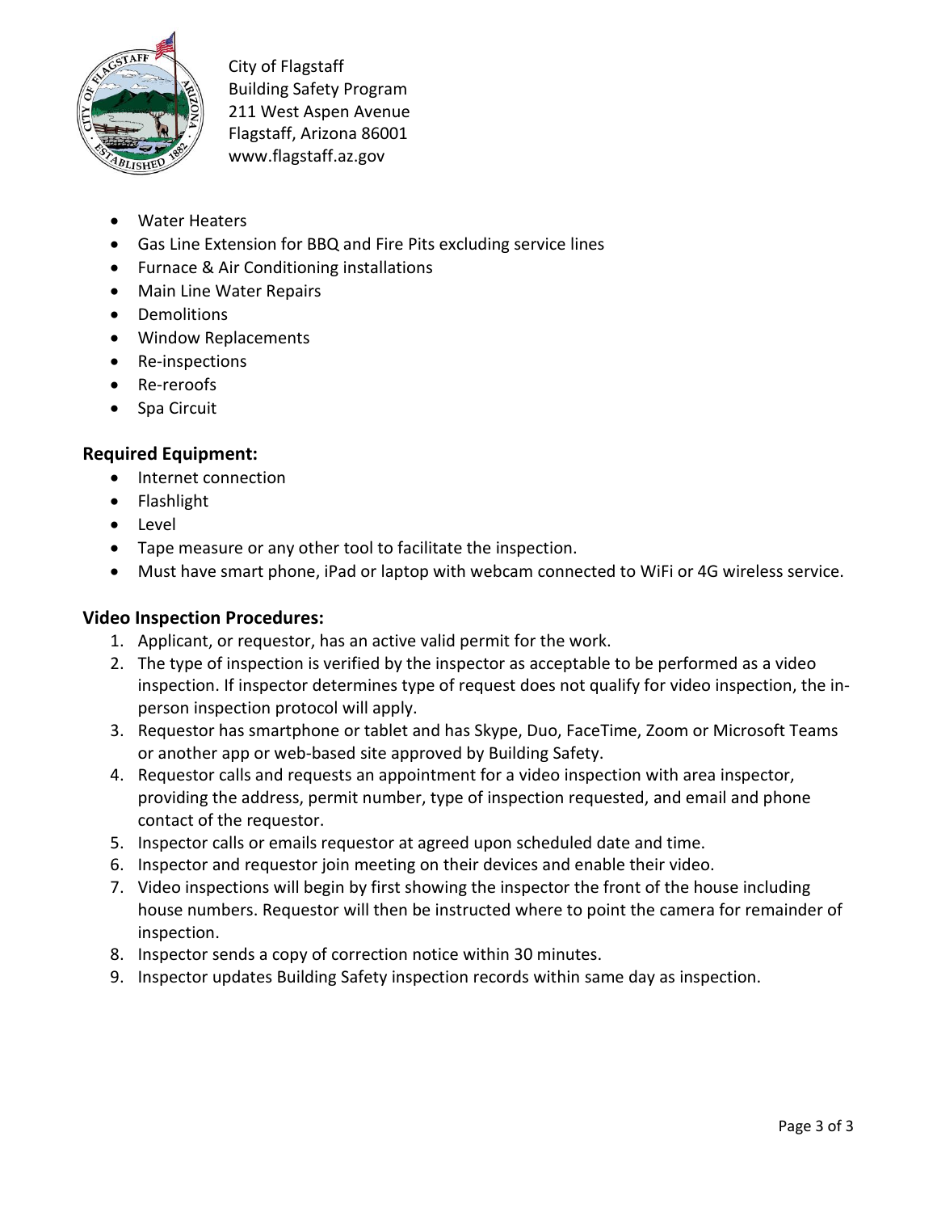City of Flagstaff
Building Safety Program
211 West Aspen Avenue
Flagstaff, Arizona 86001
www.flagstaff.az.gov

- Water Heaters
- Gas Line Extension for BBQ and Fire Pits excluding service lines
- Furnace & Air Conditioning installations
- Main Line Water Repairs
- Demolitions
- Window Replacements
- Re-inspections
- Re-reroofs
- Spa Circuit

### Required Equipment:

- Internet connection
- Flashlight
- Level
- Tape measure or any other tool to facilitate the inspection.
- Must have smart phone, iPad or laptop with webcam connected to WiFi or 4G wireless service.

### Video Inspection Procedures:

1. Applicant, or requestor, has an active valid permit for the work.
2. The type of inspection is verified by the inspector as acceptable to be performed as a video inspection. If inspector determines type of request does not qualify for video inspection, the in-person inspection protocol will apply.
3. Requestor has smartphone or tablet and has Skype, Duo, FaceTime, Zoom or Microsoft Teams or another app or web-based site approved by Building Safety.
4. Requestor calls and requests an appointment for a video inspection with area inspector, providing the address, permit number, type of inspection requested, and email and phone contact of the requestor.
5. Inspector calls or emails requestor at agreed upon scheduled date and time.
6. Inspector and requestor join meeting on their devices and enable their video.
7. Video inspections will begin by first showing the inspector the front of the house including house numbers. Requestor will then be instructed where to point the camera for remainder of inspection.
8. Inspector sends a copy of correction notice within 30 minutes.
9. Inspector updates Building Safety inspection records within same day as inspection.